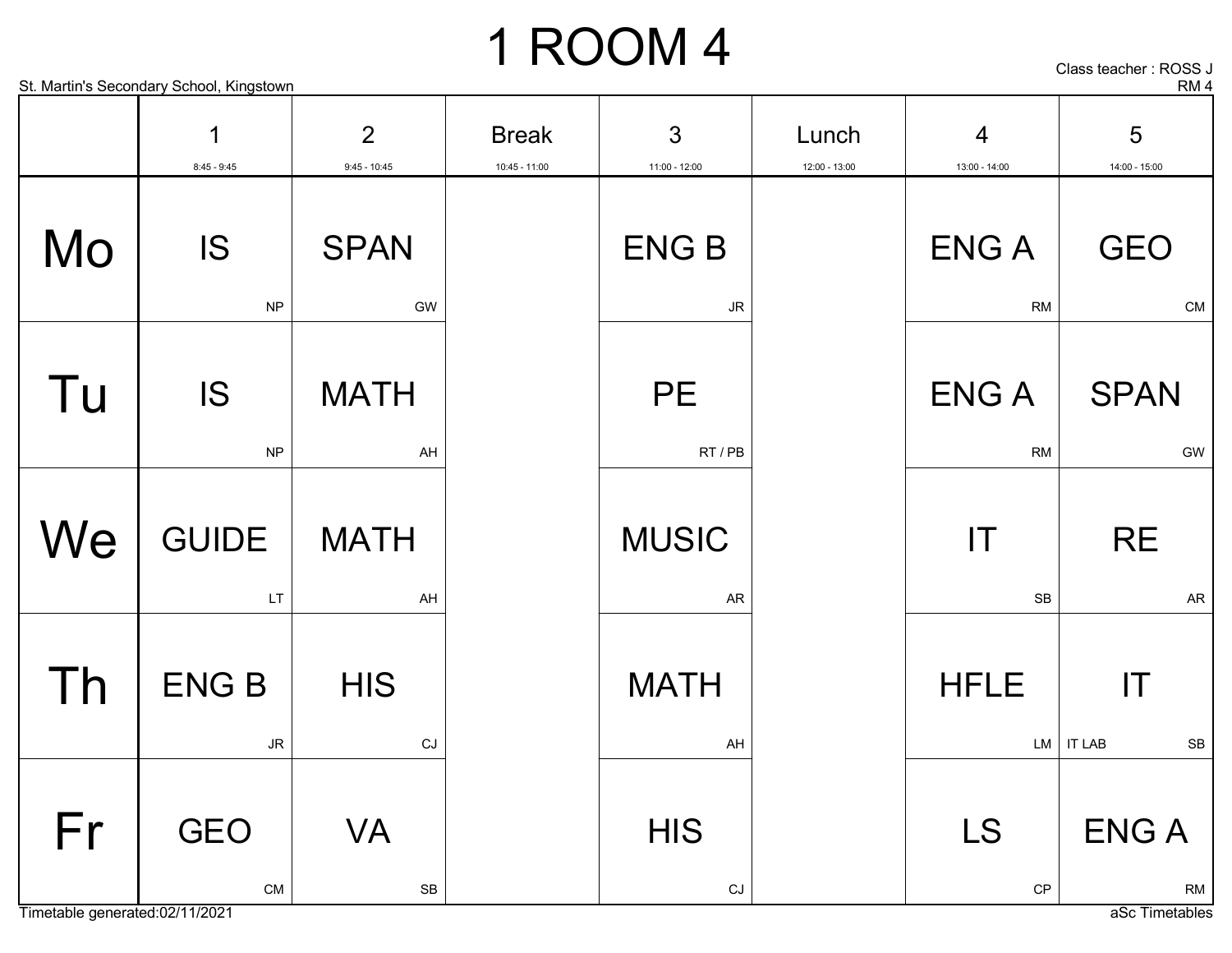# 1 ROOM 4

St. Martin's Secondary School, Kingstown

Class teacher : ROSS J
RM 4

| | 1<br>8:45 - 9:45 | 2<br>9:45 - 10:45 | Break<br>10:45 - 11:00 | 3<br>11:00 - 12:00 | Lunch<br>12:00 - 13:00 | 4<br>13:00 - 14:00 | 5<br>14:00 - 15:00 |
|---|---|---|---|---|---|---|---|
| Mo | IS<br>NP | SPAN<br>GW | | ENG B<br>JR | | ENG A<br>RM | GEO<br>CM |
| Tu | IS<br>NP | MATH<br>AH | | PE<br>RT / PB | | ENG A<br>RM | SPAN<br>GW |
| We | GUIDE<br>LT | MATH<br>AH | | MUSIC<br>AR | | IT<br>SB | RE<br>AR |
| Th | ENG B<br>JR | HIS<br>CJ | | MATH<br>AH | | HFLE<br>LM | IT<br>IT LAB SB |
| Fr | GEO<br>CM | VA<br>SB | | HIS<br>CJ | | LS<br>CP | ENG A<br>RM |

Timetable generated:02/11/2021

aSc Timetables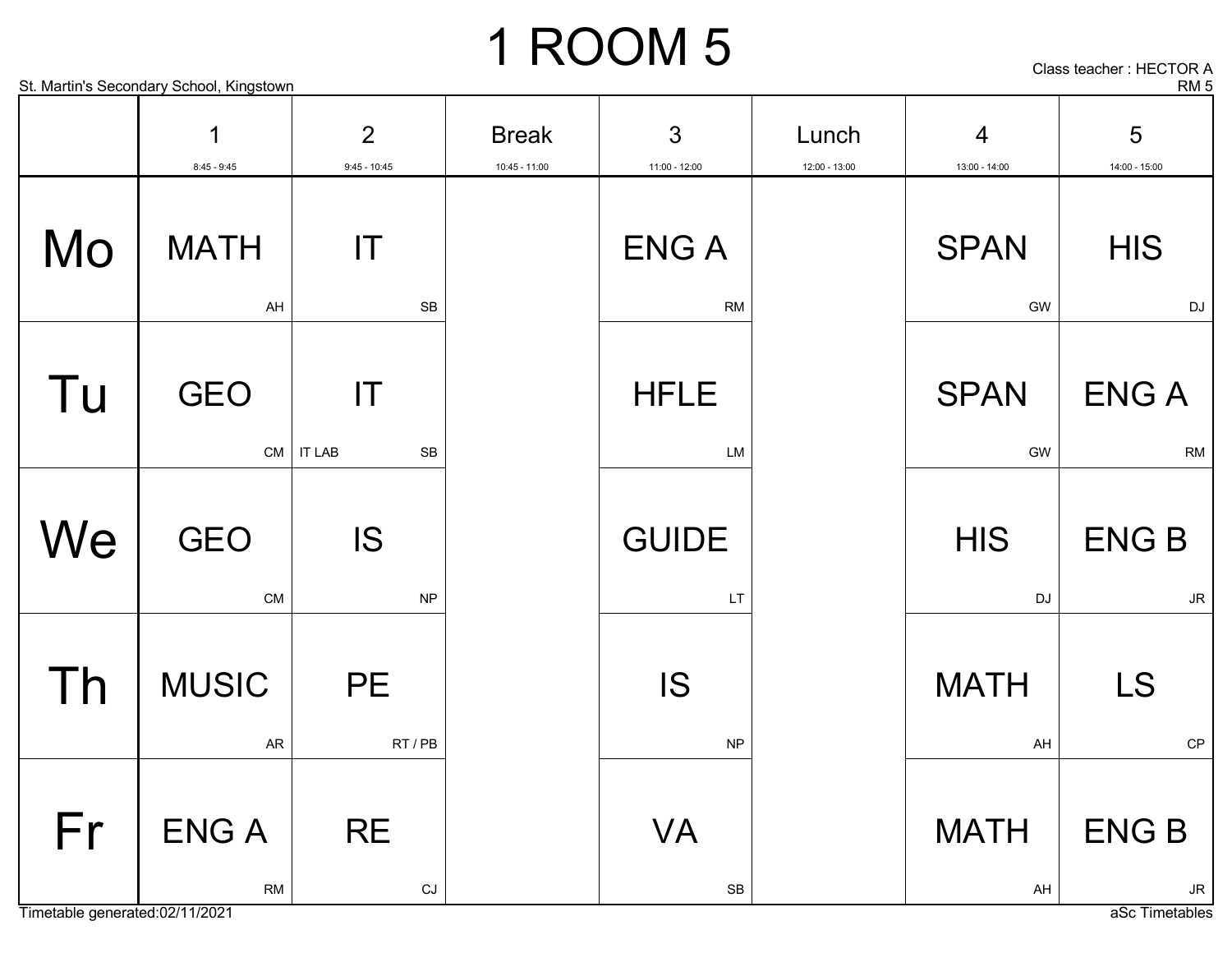# 1 ROOM 5

St. Martin's Secondary School, Kingstown

Class teacher : HECTOR A
RM 5

| | 1<br>8:45 - 9:45 | 2<br>9:45 - 10:45 | Break<br>10:45 - 11:00 | 3<br>11:00 - 12:00 | Lunch<br>12:00 - 13:00 | 4<br>13:00 - 14:00 | 5<br>14:00 - 15:00 |
|---|---|---|---|---|---|---|---|
| Mo | MATH<br>AH | IT<br>SB | | ENG A<br>RM | | SPAN<br>GW | HIS<br>DJ |
| Tu | GEO<br>CM | IT<br>IT LAB SB | | HFLE<br>LM | | SPAN<br>GW | ENG A<br>RM |
| We | GEO<br>CM | IS<br>NP | | GUIDE<br>LT | | HIS<br>DJ | ENG B<br>JR |
| Th | MUSIC<br>AR | PE<br>RT / PB | | IS<br>NP | | MATH<br>AH | LS<br>CP |
| Fr | ENG A<br>RM | RE<br>CJ | | VA<br>SB | | MATH<br>AH | ENG B<br>JR |

Timetable generated:02/11/2021

aSc Timetables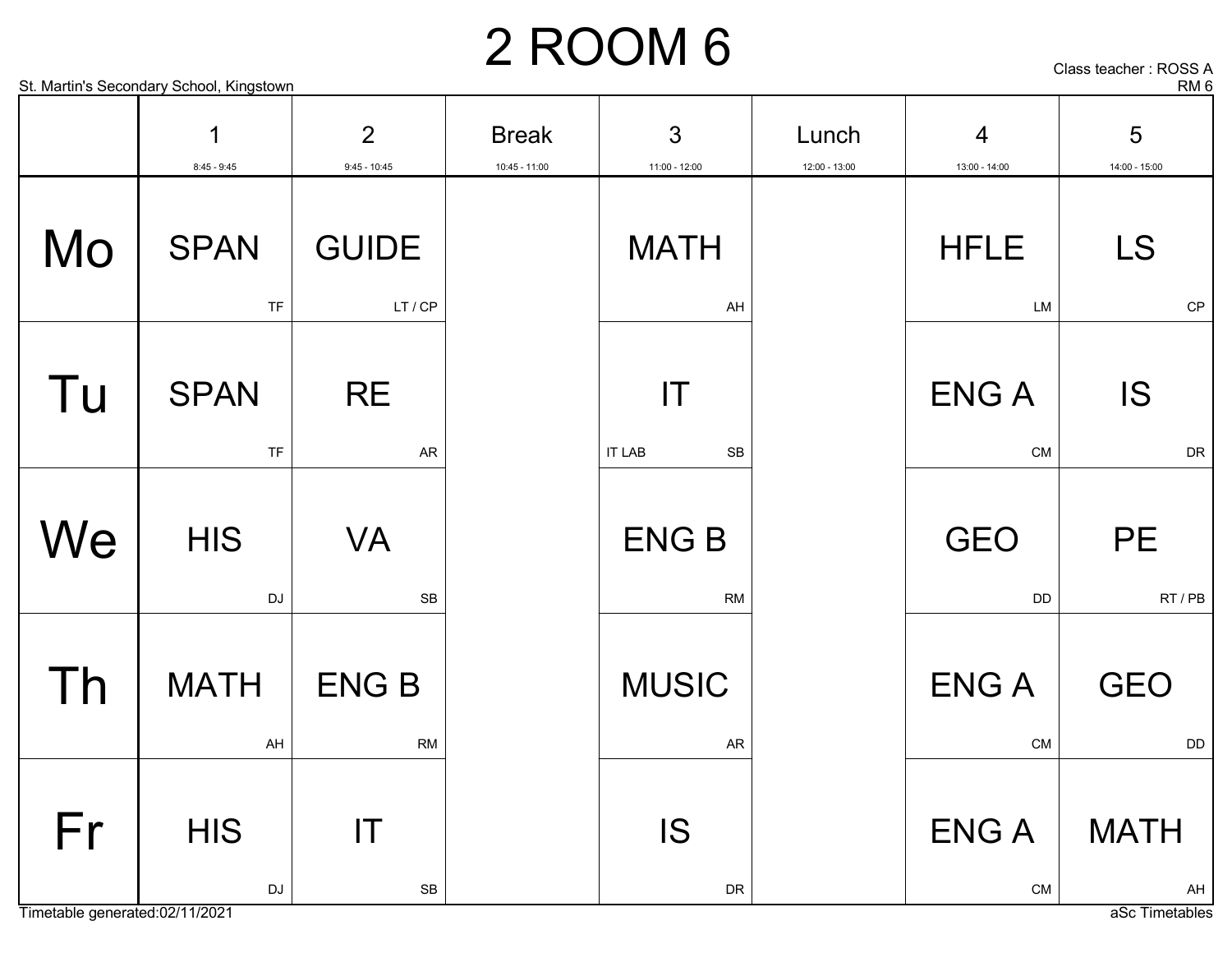# 2 ROOM 6

St. Martin's Secondary School, Kingstown

Class teacher : ROSS A
RM 6

| | 1<br>8:45 - 9:45 | 2<br>9:45 - 10:45 | Break<br>10:45 - 11:00 | 3<br>11:00 - 12:00 | Lunch<br>12:00 - 13:00 | 4<br>13:00 - 14:00 | 5<br>14:00 - 15:00 |
|---|---|---|---|---|---|---|---|
| Mo | SPAN<br>TF | GUIDE<br>LT / CP | | MATH<br>AH | | HFLE<br>LM | LS<br>CP |
| Tu | SPAN<br>TF | RE<br>AR | | IT<br>IT LAB SB | | ENG A<br>CM | IS<br>DR |
| We | HIS<br>DJ | VA<br>SB | | ENG B<br>RM | | GEO<br>DD | PE<br>RT / PB |
| Th | MATH<br>AH | ENG B<br>RM | | MUSIC<br>AR | | ENG A<br>CM | GEO<br>DD |
| Fr | HIS<br>DJ | IT<br>SB | | IS<br>DR | | ENG A<br>CM | MATH<br>AH |

Timetable generated:02/11/2021

aSc Timetables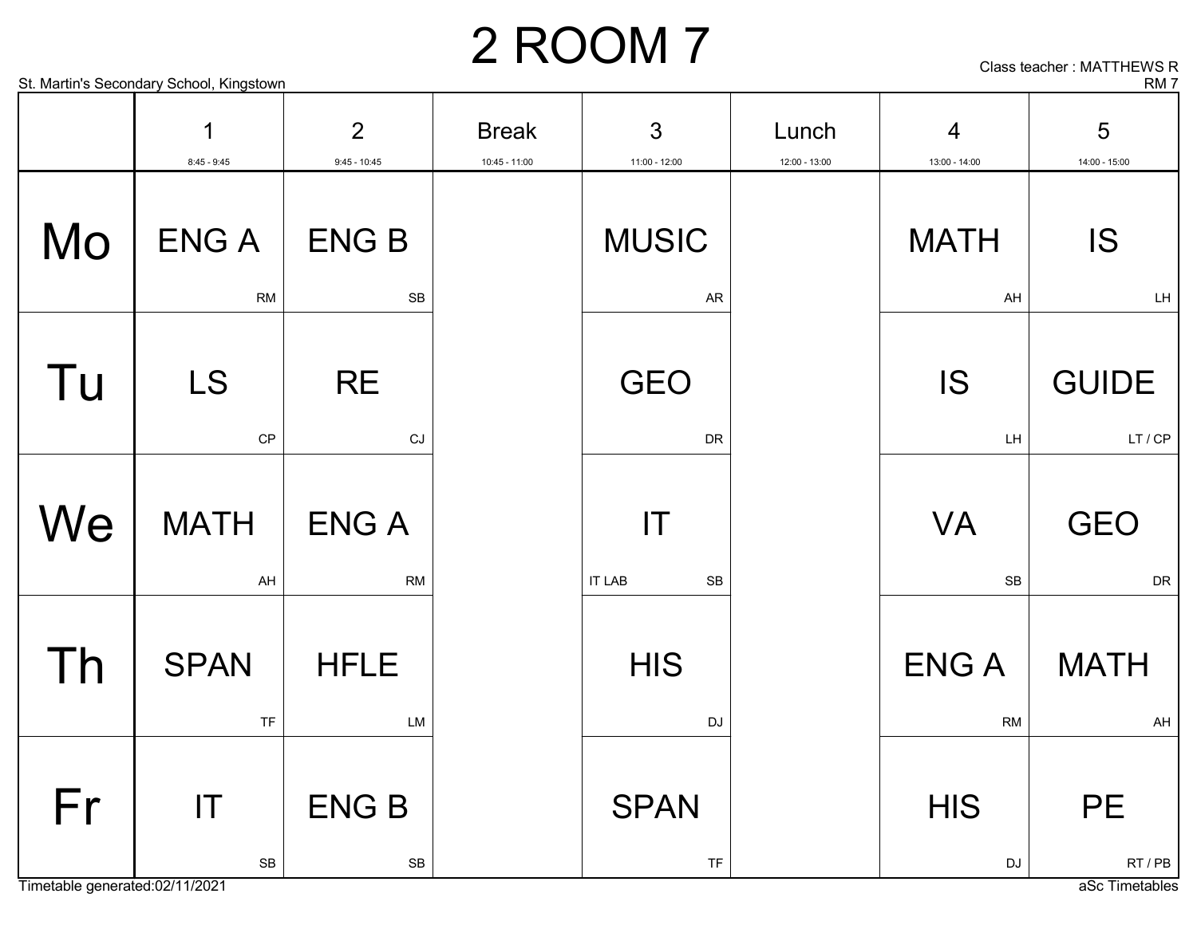# 2 ROOM 7

St. Martin's Secondary School, Kingstown

Class teacher : MATTHEWS R
RM 7

| | 1<br>8:45 - 9:45 | 2<br>9:45 - 10:45 | Break<br>10:45 - 11:00 | 3<br>11:00 - 12:00 | Lunch<br>12:00 - 13:00 | 4<br>13:00 - 14:00 | 5<br>14:00 - 15:00 |
|---|---|---|---|---|---|---|---|
| Mo | ENG A<br>RM | ENG B<br>SB | | MUSIC<br>AR | | MATH<br>AH | IS<br>LH |
| Tu | LS<br>CP | RE<br>CJ | | GEO<br>DR | | IS<br>LH | GUIDE<br>LT / CP |
| We | MATH<br>AH | ENG A<br>RM | | IT<br>IT LAB SB | | VA<br>SB | GEO<br>DR |
| Th | SPAN<br>TF | HFLE<br>LM | | HIS<br>DJ | | ENG A<br>RM | MATH<br>AH |
| Fr | IT<br>SB | ENG B<br>SB | | SPAN<br>TF | | HIS<br>DJ | PE<br>RT / PB |

Timetable generated:02/11/2021

aSc Timetables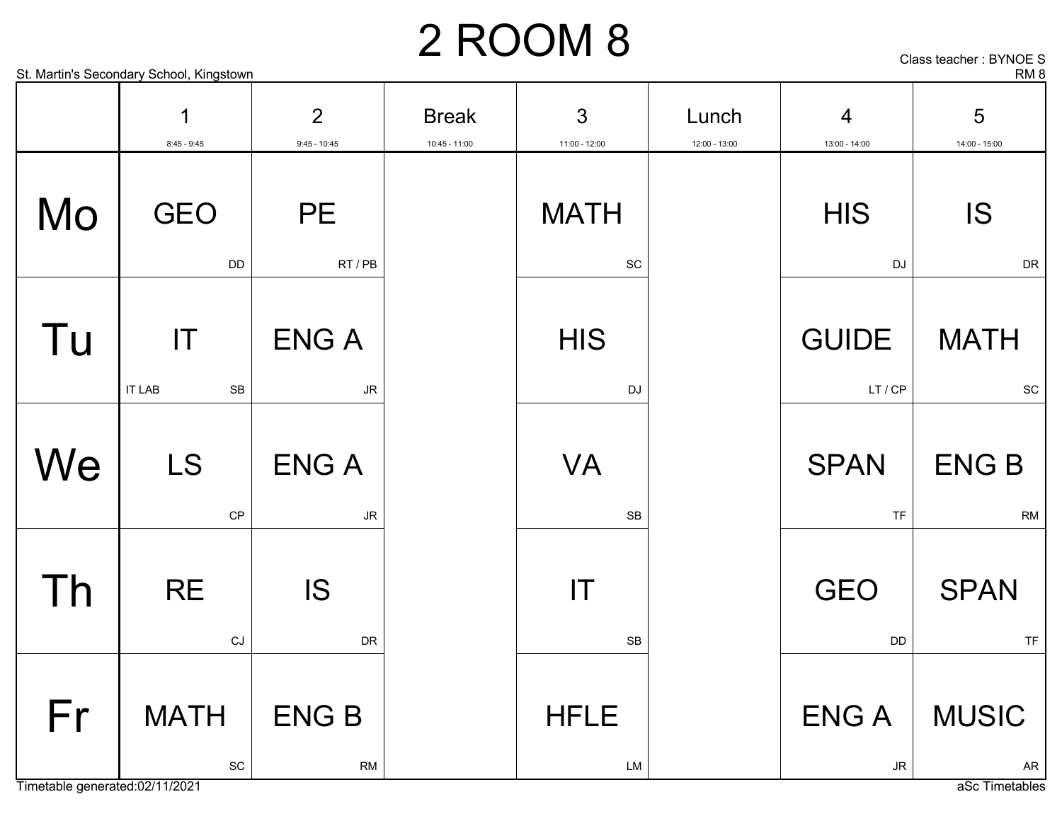# 2 ROOM 8

St. Martin's Secondary School, Kingstown

Class teacher : BYNOE S
RM 8

| | 1<br>8:45 - 9:45 | 2<br>9:45 - 10:45 | Break<br>10:45 - 11:00 | 3<br>11:00 - 12:00 | Lunch<br>12:00 - 13:00 | 4<br>13:00 - 14:00 | 5<br>14:00 - 15:00 |
|---|---|---|---|---|---|---|---|
| Mo | GEO<br>DD | PE<br>RT / PB | | MATH<br>SC | | HIS<br>DJ | IS<br>DR |
| Tu | IT<br>IT LAB SB | ENG A<br>JR | | HIS<br>DJ | | GUIDE<br>LT / CP | MATH<br>SC |
| We | LS<br>CP | ENG A<br>JR | | VA<br>SB | | SPAN<br>TF | ENG B<br>RM |
| Th | RE<br>CJ | IS<br>DR | | IT<br>SB | | GEO<br>DD | SPAN<br>TF |
| Fr | MATH<br>SC | ENG B<br>RM | | HFLE<br>LM | | ENG A<br>JR | MUSIC<br>AR |

Timetable generated:02/11/2021

aSc Timetables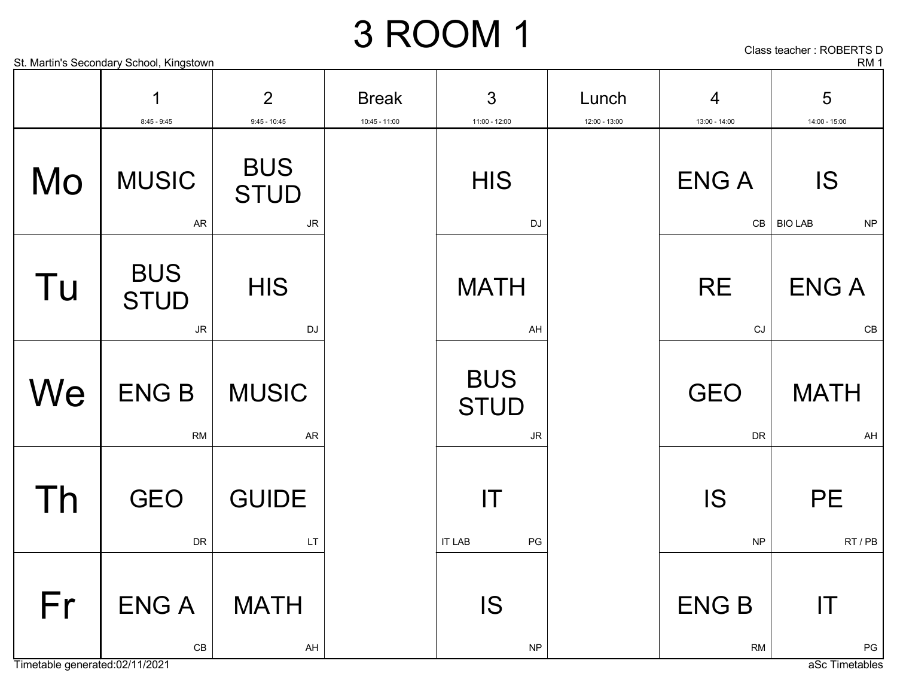# 3 ROOM 1

St. Martin's Secondary School, Kingstown

Class teacher : ROBERTS D
RM 1

| | 1<br>8:45 - 9:45 | 2<br>9:45 - 10:45 | Break<br>10:45 - 11:00 | 3<br>11:00 - 12:00 | Lunch<br>12:00 - 13:00 | 4<br>13:00 - 14:00 | 5<br>14:00 - 15:00 |
|---|---|---|---|---|---|---|---|
| Mo | MUSIC<br>AR | BUS STUD<br>JR | | HIS<br>DJ | | ENG A<br>CB | IS<br>BIO LAB NP |
| Tu | BUS STUD<br>JR | HIS<br>DJ | | MATH<br>AH | | RE<br>CJ | ENG A<br>CB |
| We | ENG B<br>RM | MUSIC<br>AR | | BUS STUD<br>JR | | GEO<br>DR | MATH<br>AH |
| Th | GEO<br>DR | GUIDE<br>LT | | IT<br>IT LAB PG | | IS<br>NP | PE<br>RT / PB |
| Fr | ENG A<br>CB | MATH<br>AH | | IS<br>NP | | ENG B<br>RM | IT<br>PG |

Timetable generated:02/11/2021

aSc Timetables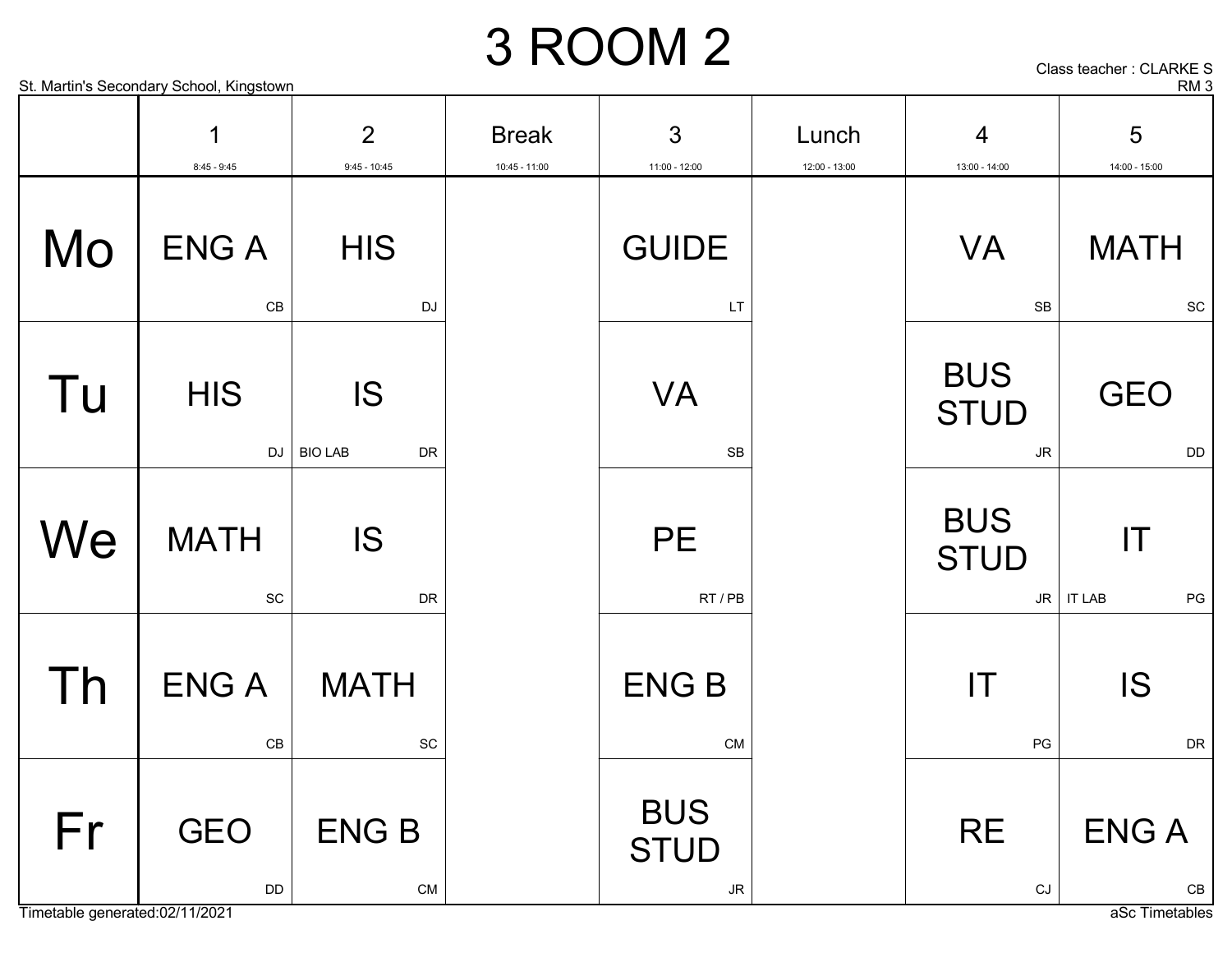# 3 ROOM 2

St. Martin's Secondary School, Kingstown

Class teacher : CLARKE S
RM 3

| | 1<br>8:45 - 9:45 | 2<br>9:45 - 10:45 | Break<br>10:45 - 11:00 | 3<br>11:00 - 12:00 | Lunch<br>12:00 - 13:00 | 4<br>13:00 - 14:00 | 5<br>14:00 - 15:00 |
|---|---|---|---|---|---|---|---|
| Mo | ENG A<br>CB | HIS<br>DJ | | GUIDE<br>LT | | VA<br>SB | MATH<br>SC |
| Tu | HIS<br>DJ | IS<br>BIO LAB DR | | VA<br>SB | | BUS STUD<br>JR | GEO<br>DD |
| We | MATH<br>SC | IS<br>DR | | PE<br>RT / PB | | BUS STUD<br>JR | IT<br>IT LAB PG |
| Th | ENG A<br>CB | MATH<br>SC | | ENG B<br>CM | | IT<br>PG | IS<br>DR |
| Fr | GEO<br>DD | ENG B<br>CM | | BUS STUD<br>JR | | RE<br>CJ | ENG A<br>CB |

Timetable generated:02/11/2021

aSc Timetables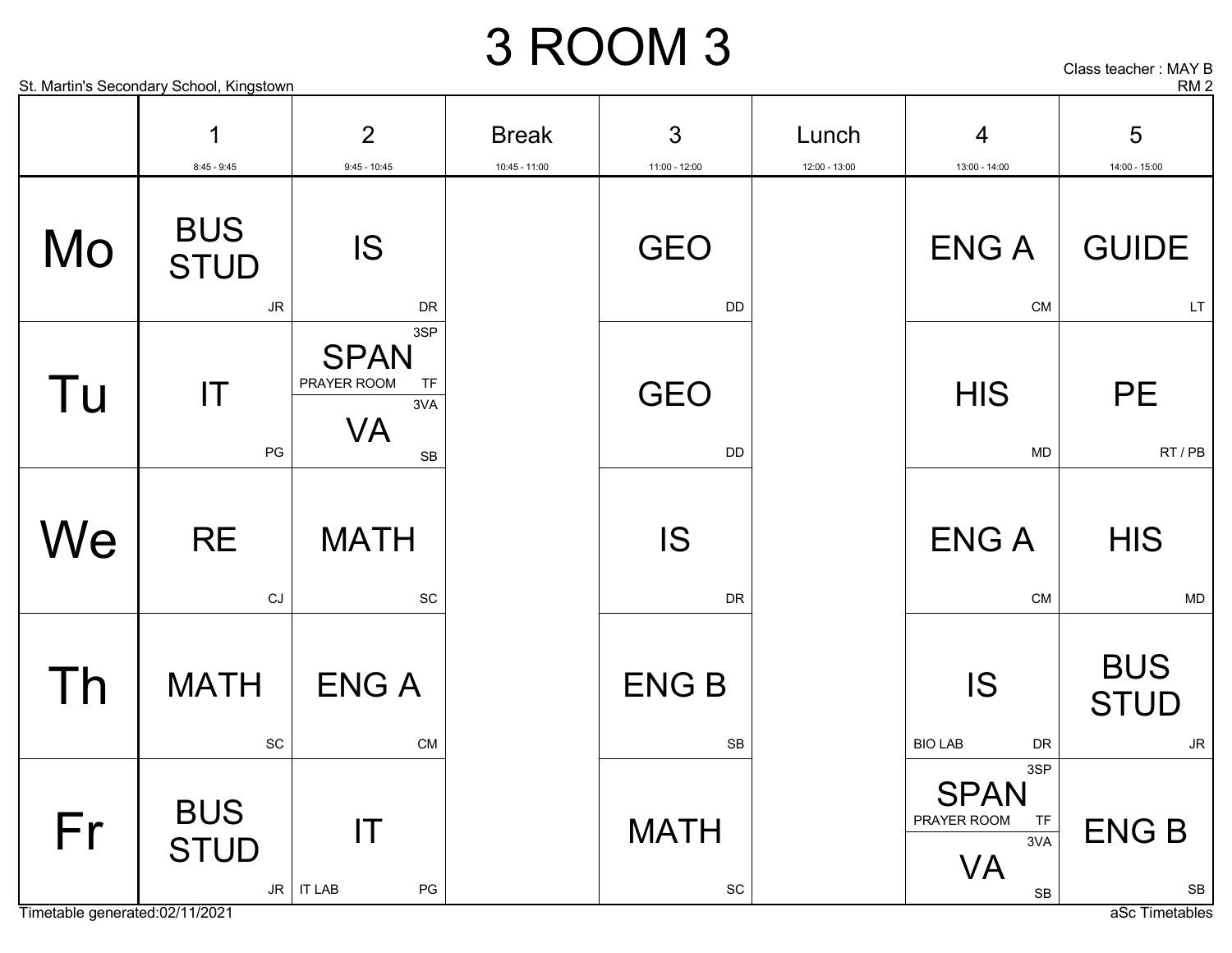# 3 ROOM 3

St. Martin's Secondary School, Kingstown

Class teacher : MAY B
RM 2

| | 1 (8:45 - 9:45) | 2 (9:45 - 10:45) | Break (10:45 - 11:00) | 3 (11:00 - 12:00) | Lunch (12:00 - 13:00) | 4 (13:00 - 14:00) | 5 (14:00 - 15:00) |
|---|---|---|---|---|---|---|---|
| Mo | BUS STUD JR | IS DR | | GEO DD | | ENG A CM | GUIDE LT |
| Tu | IT PG | 3SP SPAN PRAYER ROOM TF / 3VA VA SB | | GEO DD | | HIS MD | PE RT / PB |
| We | RE CJ | MATH SC | | IS DR | | ENG A CM | HIS MD |
| Th | MATH SC | ENG A CM | | ENG B SB | | IS BIO LAB DR | BUS STUD JR |
| Fr | BUS STUD JR | IT IT LAB PG | | MATH SC | | 3SP SPAN PRAYER ROOM TF / 3VA VA SB | ENG B SB |

Timetable generated:02/11/2021

aSc Timetables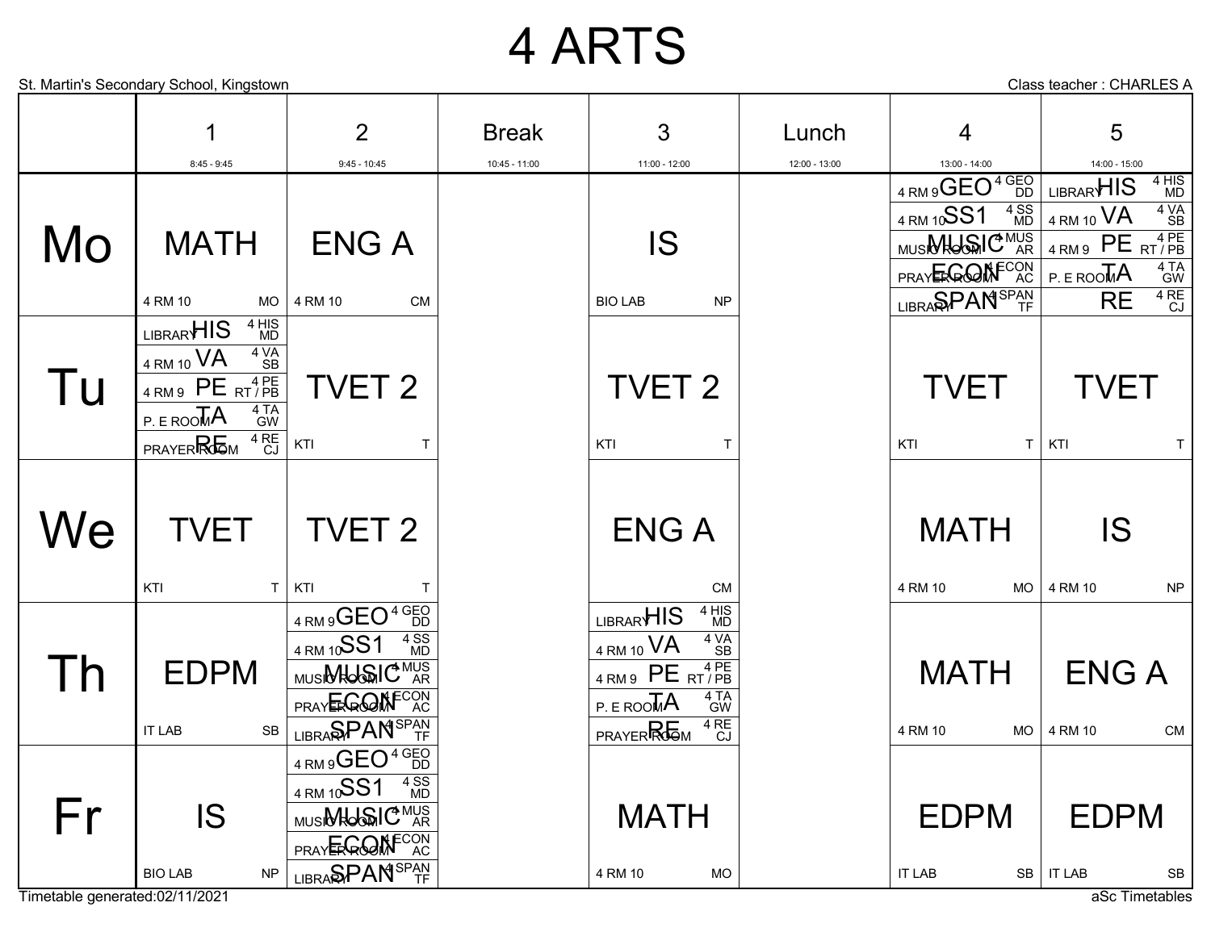# 4 ARTS

St. Martin's Secondary School, Kingstown

Class teacher : CHARLES A

| | 1<br>8:45 - 9:45 | 2<br>9:45 - 10:45 | Break<br>10:45 - 11:00 | 3<br>11:00 - 12:00 | Lunch<br>12:00 - 13:00 | 4<br>13:00 - 14:00 | 5<br>14:00 - 15:00 |
|---|---|---|---|---|---|---|---|
| Mo | MATH<br>4 RM 10 MO | ENG A<br>4 RM 10 CM | | IS<br>BIO LAB NP | | 4 RM 9 GEO 4 GEO DD<br>4 RM 10 SS1 4 SS MD<br>MUSIC ROOM MUSIC 4 MUS AR<br>PRAYER ROOM ECON 4 ECON AC<br>LIBRARY SPAN 4 SPAN TF | LIBRARY HIS 4 HIS MD<br>4 RM 10 VA 4 VA SB<br>4 RM 9 PE 4 PE RT / PB<br>P. E ROOM TA 4 TA GW<br>RE 4 RE CJ |
| Tu | LIBRARY HIS 4 HIS MD<br>4 RM 10 VA 4 VA SB<br>4 RM 9 PE 4 PE RT / PB<br>P. E ROOM TA 4 TA GW<br>PRAYER ROOM RE 4 RE CJ | TVET 2<br>KTI T | | TVET 2<br>KTI T | | TVET<br>KTI T | TVET<br>KTI T |
| We | TVET<br>KTI T | TVET 2<br>KTI T | | ENG A<br>CM | | MATH<br>4 RM 10 MO | IS<br>4 RM 10 NP |
| Th | EDPM<br>IT LAB SB | 4 RM 9 GEO 4 GEO DD<br>4 RM 10 SS1 4 SS MD<br>MUSIC ROOM MUSIC 4 MUS AR<br>PRAYER ROOM ECON 4 ECON AC<br>LIBRARY SPAN 4 SPAN TF | | LIBRARY HIS 4 HIS MD<br>4 RM 10 VA 4 VA SB<br>4 RM 9 PE 4 PE RT / PB<br>P. E ROOM TA 4 TA GW<br>PRAYER ROOM RE 4 RE CJ | | MATH<br>4 RM 10 MO | ENG A<br>4 RM 10 CM |
| Fr | IS<br>BIO LAB NP | 4 RM 9 GEO 4 GEO DD<br>4 RM 10 SS1 4 SS MD<br>MUSIC ROOM MUSIC 4 MUS AR<br>PRAYER ROOM ECON 4 ECON AC<br>LIBRARY SPAN 4 SPAN TF | | MATH<br>4 RM 10 MO | | EDPM<br>IT LAB SB | EDPM<br>IT LAB SB |

Timetable generated:02/11/2021

aSc Timetables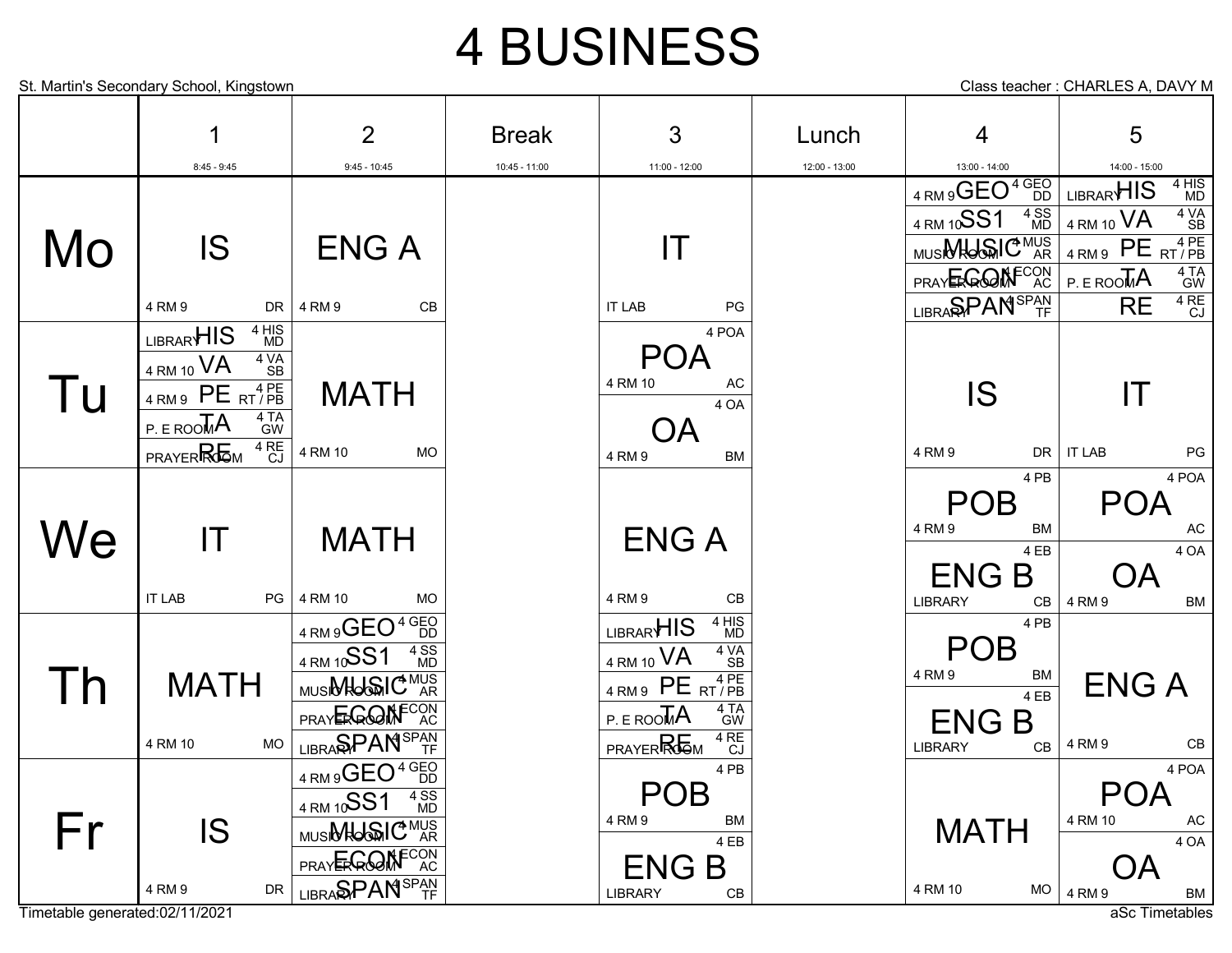# 4 BUSINESS

St. Martin's Secondary School, Kingstown

Class teacher : CHARLES A, DAVY M

| | 1<br>8:45 - 9:45 | 2<br>9:45 - 10:45 | Break<br>10:45 - 11:00 | 3<br>11:00 - 12:00 | Lunch<br>12:00 - 13:00 | 4<br>13:00 - 14:00 | 5<br>14:00 - 15:00 |
|---|---|---|---|---|---|---|---|
| Mo | IS (4 RM 9, DR) | ENG A (4 RM 9, CB) | | IT (IT LAB, PG) | | GEO (4 RM 9, 4 GEO, DD)<br>SS1 (4 RM 10, 4 SS, MD)<br>MUSIC (MUSIC ROOM, 4 MUS, AR)<br>ECON (PRAYER ROOM, 4 ECON, AC)<br>SPAN (LIBRARY, 4 SPAN, TF) | HIS (LIBRARY, 4 HIS, MD)<br>VA (4 RM 10, 4 VA, SB)<br>PE (4 RM 9, 4 PE, RT / PB)<br>TA (P. E ROOM, 4 TA, GW)<br>RE (4 RE, CJ) |
| Tu | HIS (LIBRARY, 4 HIS, MD)<br>VA (4 RM 10, 4 VA, SB)<br>PE (4 RM 9, 4 PE, RT / PB)<br>TA (P. E ROOM, 4 TA, GW)<br>RE (PRAYER ROOM, 4 RE, CJ) | MATH (4 RM 10, MO) | | POA (4 POA, 4 RM 10, AC)<br>OA (4 OA, 4 RM 9, BM) | | IS (4 RM 9, DR) | IT (IT LAB, PG) |
| We | IT (IT LAB, PG) | MATH (4 RM 10, MO) | | ENG A (4 RM 9, CB) | | POB (4 PB, 4 RM 9, BM)<br>ENG B (4 EB, LIBRARY, CB) | POA (4 POA, AC)<br>OA (4 OA, 4 RM 9, BM) |
| Th | MATH (4 RM 10, MO) | GEO (4 RM 9, 4 GEO, DD)<br>SS1 (4 RM 10, 4 SS, MD)<br>MUSIC (MUSIC ROOM, 4 MUS, AR)<br>ECON (PRAYER ROOM, 4 ECON, AC)<br>SPAN (LIBRARY, 4 SPAN, TF) | | HIS (LIBRARY, 4 HIS, MD)<br>VA (4 RM 10, 4 VA, SB)<br>PE (4 RM 9, 4 PE, RT / PB)<br>TA (P. E ROOM, 4 TA, GW)<br>RE (PRAYER ROOM, 4 RE, CJ) | | POB (4 PB, 4 RM 9, BM)<br>ENG B (4 EB, LIBRARY, CB) | ENG A (4 RM 9, CB) |
| Fr | IS (4 RM 9, DR) | GEO (4 RM 9, 4 GEO, DD)<br>SS1 (4 RM 10, 4 SS, MD)<br>MUSIC (MUSIC ROOM, 4 MUS, AR)<br>ECON (PRAYER ROOM, 4 ECON, AC)<br>SPAN (LIBRARY, 4 SPAN, TF) | | POB (4 PB, 4 RM 9, BM)<br>ENG B (4 EB, LIBRARY, CB) | | MATH (4 RM 10, MO) | POA (4 POA, 4 RM 10, AC)<br>OA (4 OA, 4 RM 9, BM) |

Timetable generated:02/11/2021

aSc Timetables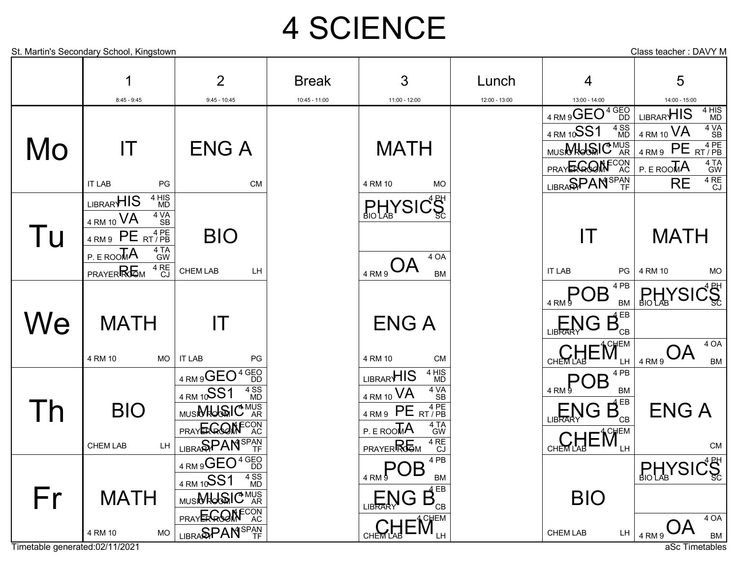# 4 SCIENCE

St. Martin's Secondary School, Kingstown

Class teacher : DAVY M

| | 1<br>8:45 - 9:45 | 2<br>9:45 - 10:45 | Break<br>10:45 - 11:00 | 3<br>11:00 - 12:00 | Lunch<br>12:00 - 13:00 | 4<br>13:00 - 14:00 | 5<br>14:00 - 15:00 |
|---|---|---|---|---|---|---|---|
| **Mo** | IT<br>IT LAB PG | ENG A<br>CM | | MATH<br>4 RM 10 MO | | GEO (4 GEO) 4 RM 9 DD<br>SS1 (4 SS) 4 RM 10 MD<br>MUSIC (4 MUS) MUSIC ROOM AR<br>ECON (4 ECON) PRAYER ROOM AC<br>SPAN (4 SPAN) LIBRARY TF | HIS (4 HIS) LIBRARY MD<br>VA (4 VA) 4 RM 10 SB<br>PE (4 PE) 4 RM 9 RT / PB<br>TA (4 TA) P. E ROOM GW<br>RE (4 RE) CJ |
| **Tu** | HIS (4 HIS) LIBRARY MD<br>VA (4 VA) 4 RM 10 SB<br>PE (4 PE) 4 RM 9 RT / PB<br>TA (4 TA) P. E ROOM GW<br>RE (4 RE) PRAYER ROOM CJ | BIO<br>CHEM LAB LH | | PHYSICS (4 PH) BIO LAB SC<br><br>OA (4 OA) 4 RM 9 BM | | IT<br>IT LAB PG | MATH<br>4 RM 10 MO |
| **We** | MATH<br>4 RM 10 MO | IT<br>IT LAB PG | | ENG A<br>4 RM 10 CM | | POB (4 PB) 4 RM 9 BM<br>ENG B (4 EB) LIBRARY CB<br>CHEM (4 CHEM) CHEM LAB LH | PHYSICS (4 PH) BIO LAB SC<br><br>OA (4 OA) 4 RM 9 BM |
| **Th** | BIO<br>CHEM LAB LH | GEO (4 GEO) 4 RM 9 DD<br>SS1 (4 SS) 4 RM 10 MD<br>MUSIC (4 MUS) MUSIC ROOM AR<br>ECON (4 ECON) PRAYER ROOM AC<br>SPAN (4 SPAN) LIBRARY TF | | HIS (4 HIS) LIBRARY MD<br>VA (4 VA) 4 RM 10 SB<br>PE (4 PE) 4 RM 9 RT / PB<br>TA (4 TA) P. E ROOM GW<br>RE (4 RE) PRAYER ROOM CJ | | POB (4 PB) 4 RM 9 BM<br>ENG B (4 EB) LIBRARY CB<br>CHEM (4 CHEM) CHEM LAB LH | ENG A<br>CM |
| **Fr** | MATH<br>4 RM 10 MO | GEO (4 GEO) 4 RM 9 DD<br>SS1 (4 SS) 4 RM 10 MD<br>MUSIC (4 MUS) MUSIC ROOM AR<br>ECON (4 ECON) PRAYER ROOM AC<br>SPAN (4 SPAN) LIBRARY TF | | POB (4 PB) 4 RM 9 BM<br>ENG B (4 EB) LIBRARY CB<br>CHEM (4 CHEM) CHEM LAB LH | | BIO<br>CHEM LAB LH | PHYSICS (4 PH) BIO LAB SC<br><br>OA (4 OA) 4 RM 9 BM |

Timetable generated:02/11/2021

aSc Timetables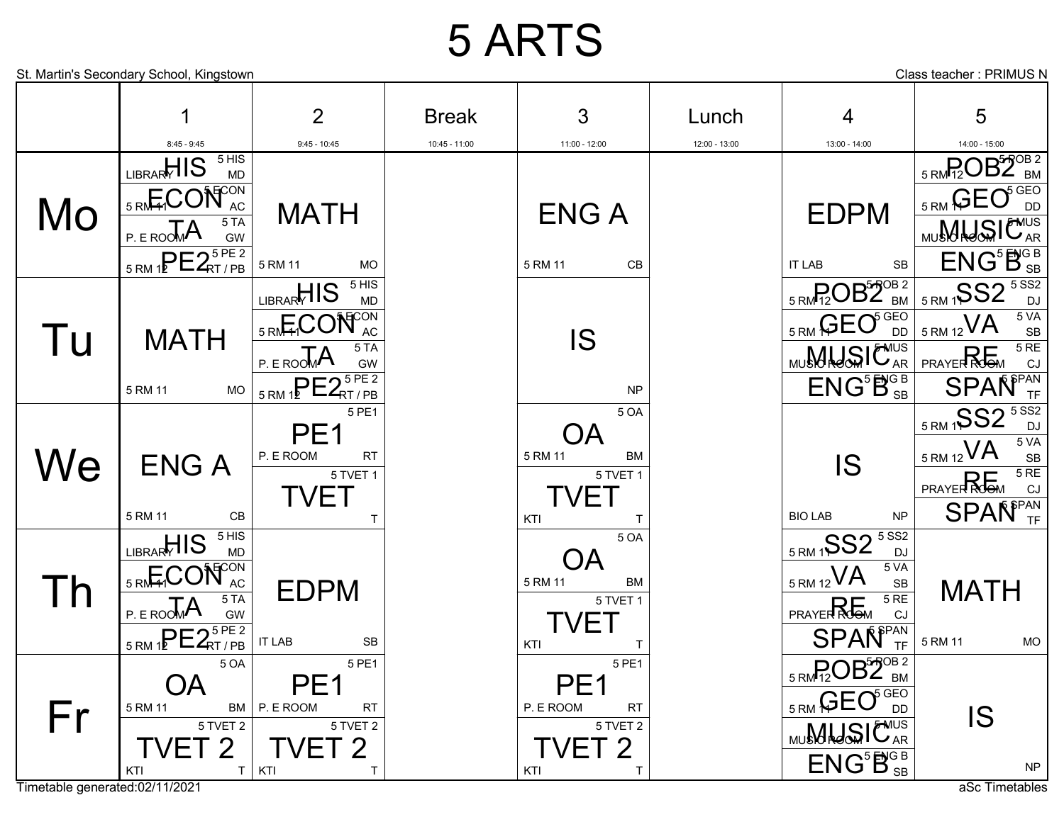# 5 ARTS

St. Martin's Secondary School, Kingstown

Class teacher : PRIMUS N

| | 1<br>8:45 - 9:45 | 2<br>9:45 - 10:45 | Break<br>10:45 - 11:00 | 3<br>11:00 - 12:00 | Lunch<br>12:00 - 13:00 | 4<br>13:00 - 14:00 | 5<br>14:00 - 15:00 |
|---|---|---|---|---|---|---|---|
| Mo | HIS (5 HIS, LIBRARY, MD) / ECON (5 ECON, 5 RM 11, AC) / TA (5 TA, P. E ROOM, GW) / PE2 (5 PE 2, 5 RM 12, RT / PB) | MATH (5 RM 11, MO) | | ENG A (5 RM 11, CB) | | EDPM (IT LAB, SB) | POB2 (5 POB 2, 5 RM 12, BM) / GEO (5 GEO, 5 RM 11, DD) / MUSIC (5 MUS, MUSIC ROOM, AR) / ENG B (5 ENG B, SB) |
| Tu | MATH (5 RM 11, MO) | HIS (5 HIS, LIBRARY, MD) / ECON (5 ECON, 5 RM 11, AC) / TA (5 TA, P. E ROOM, GW) / PE2 (5 PE 2, 5 RM 12, RT / PB) | | IS (NP) | | POB2 (5 POB 2, 5 RM 12, BM) / GEO (5 GEO, 5 RM 11, DD) / MUSIC (5 MUS, MUSIC ROOM, AR) / ENG B (5 ENG B, SB) | SS2 (5 SS2, 5 RM 11, DJ) / VA (5 VA, 5 RM 12, SB) / RE (5 RE, PRAYER ROOM, CJ) / SPAN (5 SPAN, TF) |
| We | ENG A (5 RM 11, CB) | PE1 (5 PE1, P. E ROOM, RT) / TVET (5 TVET 1, T) | | OA (5 OA, 5 RM 11, BM) / TVET (5 TVET 1, KTI, T) | | IS (BIO LAB, NP) | SS2 (5 SS2, 5 RM 11, DJ) / VA (5 VA, 5 RM 12, SB) / RE (5 RE, PRAYER ROOM, CJ) / SPAN (5 SPAN, TF) |
| Th | HIS (5 HIS, LIBRARY, MD) / ECON (5 ECON, 5 RM 11, AC) / TA (5 TA, P. E ROOM, GW) / PE2 (5 PE 2, 5 RM 12, RT / PB) | EDPM (IT LAB, SB) | | OA (5 OA, 5 RM 11, BM) / TVET (5 TVET 1, KTI, T) | | SS2 (5 SS2, 5 RM 11, DJ) / VA (5 VA, 5 RM 12, SB) / RE (5 RE, PRAYER ROOM, CJ) / SPAN (5 SPAN, TF) | MATH (5 RM 11, MO) |
| Fr | OA (5 OA, 5 RM 11, BM) / TVET 2 (5 TVET 2, KTI, T) | PE1 (5 PE1, P. E ROOM, RT) / TVET 2 (5 TVET 2, KTI, T) | | PE1 (5 PE1, P. E ROOM, RT) / TVET 2 (5 TVET 2, KTI, T) | | POB2 (5 POB 2, 5 RM 12, BM) / GEO (5 GEO, 5 RM 11, DD) / MUSIC (5 MUS, MUSIC ROOM, AR) / ENG B (5 ENG B, SB) | IS (NP) |

Timetable generated:02/11/2021

aSc Timetables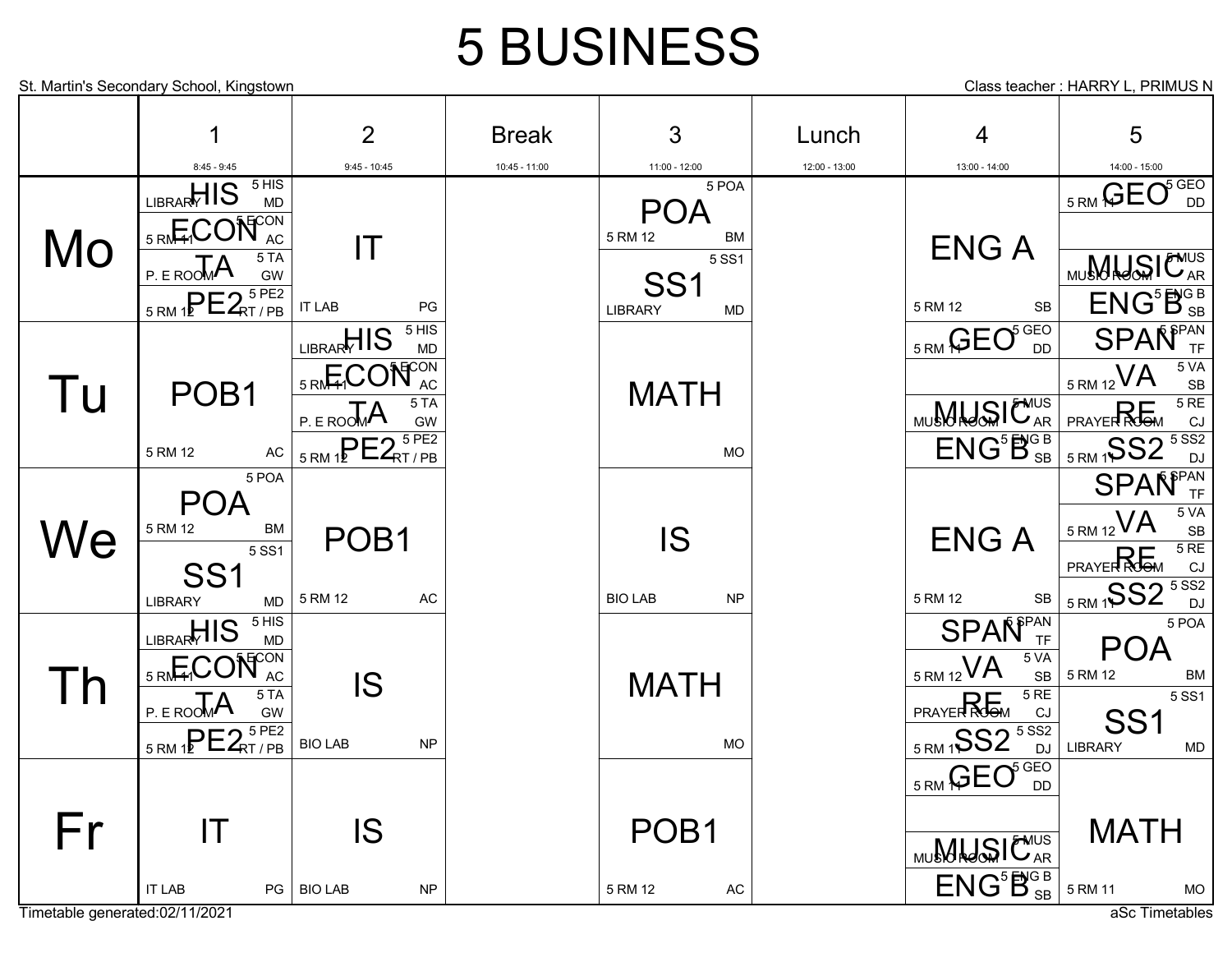# 5 BUSINESS

St. Martin's Secondary School, Kingstown

Class teacher : HARRY L, PRIMUS N

| | 1<br>8:45 - 9:45 | 2<br>9:45 - 10:45 | Break<br>10:45 - 11:00 | 3<br>11:00 - 12:00 | Lunch<br>12:00 - 13:00 | 4<br>13:00 - 14:00 | 5<br>14:00 - 15:00 |
|---|---|---|---|---|---|---|---|
| Mo | HIS (5 HIS) LIBRARY MD<br>ECON (5 ECON) 5 RM 11 AC<br>TA (5 TA) P. E ROOM GW<br>PE2 (5 PE2) 5 RM 12 RT / PB | IT<br>IT LAB PG | | POA (5 POA) 5 RM 12 BM<br>SS1 (5 SS1) LIBRARY MD | | ENG A<br>5 RM 12 SB | GEO (5 GEO) 5 RM 11 DD<br>MUSIC (5 MUS) MUSIC ROOM AR<br>ENG B (5 ENG B) SB |
| Tu | POB1<br>5 RM 12 AC | HIS (5 HIS) LIBRARY MD<br>ECON (5 ECON) 5 RM 11 AC<br>TA (5 TA) P. E ROOM GW<br>PE2 (5 PE2) 5 RM 12 RT / PB | | MATH<br>MO | | GEO (5 GEO) 5 RM 11 DD<br>MUSIC (5 MUS) MUSIC ROOM AR<br>ENG B (5 ENG B) SB | SPAN (5 SPAN) TF<br>VA (5 VA) 5 RM 12 SB<br>RE (5 RE) PRAYER ROOM CJ<br>SS2 (5 SS2) 5 RM 11 DJ |
| We | POA (5 POA) 5 RM 12 BM<br>SS1 (5 SS1) LIBRARY MD | POB1<br>5 RM 12 AC | | IS<br>BIO LAB NP | | ENG A<br>5 RM 12 SB | SPAN (5 SPAN) TF<br>VA (5 VA) 5 RM 12 SB<br>RE (5 RE) PRAYER ROOM CJ<br>SS2 (5 SS2) 5 RM 11 DJ |
| Th | HIS (5 HIS) LIBRARY MD<br>ECON (5 ECON) 5 RM 11 AC<br>TA (5 TA) P. E ROOM GW<br>PE2 (5 PE2) 5 RM 12 RT / PB | IS<br>BIO LAB NP | | MATH<br>MO | | SPAN (5 SPAN) TF<br>VA (5 VA) 5 RM 12 SB<br>RE (5 RE) PRAYER ROOM CJ<br>SS2 (5 SS2) 5 RM 11 DJ | POA (5 POA) 5 RM 12 BM<br>SS1 (5 SS1) LIBRARY MD |
| Fr | IT<br>IT LAB PG | IS<br>BIO LAB NP | | POB1<br>5 RM 12 AC | | GEO (5 GEO) 5 RM 11 DD<br>MUSIC (5 MUS) MUSIC ROOM AR<br>ENG B (5 ENG B) SB | MATH<br>5 RM 11 MO |

Timetable generated:02/11/2021

aSc Timetables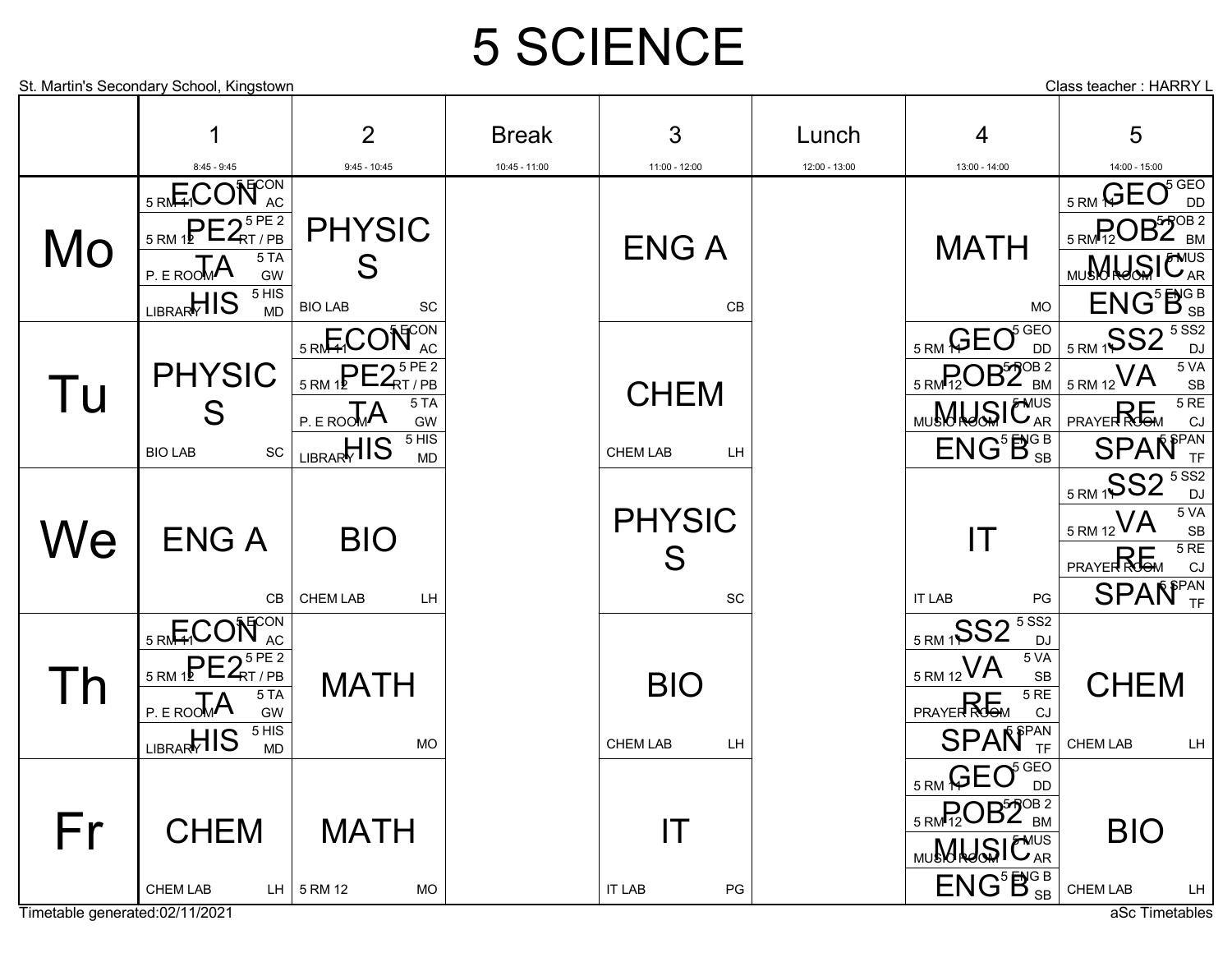# 5 SCIENCE

St. Martin's Secondary School, Kingstown

Class teacher : HARRY L

| | 1<br>8:45 - 9:45 | 2<br>9:45 - 10:45 | Break<br>10:45 - 11:00 | 3<br>11:00 - 12:00 | Lunch<br>12:00 - 13:00 | 4<br>13:00 - 14:00 | 5<br>14:00 - 15:00 |
|---|---|---|---|---|---|---|---|
| Mo | ECON (5 ECON, 5 RM 11, AC)<br>PE2 (5 PE 2, 5 RM 12, RT / PB)<br>TA (5 TA, P. E ROOM, GW)<br>HIS (5 HIS, LIBRARY, MD) | PHYSICS<br>BIO LAB, SC | | ENG A<br>CB | | MATH<br>MO | GEO (5 GEO, 5 RM 11, DD)<br>POB2 (5 POB 2, 5 RM 12, BM)<br>MUSIC (5 MUS, MUSIC ROOM, AR)<br>ENG B (5 ENG B, SB) |
| Tu | PHYSICS<br>BIO LAB, SC | ECON (5 ECON, 5 RM 11, AC)<br>PE2 (5 PE 2, 5 RM 12, RT / PB)<br>TA (5 TA, P. E ROOM, GW)<br>HIS (5 HIS, LIBRARY, MD) | | CHEM<br>CHEM LAB, LH | | GEO (5 GEO, 5 RM 11, DD)<br>POB2 (5 POB 2, 5 RM 12, BM)<br>MUSIC (5 MUS, MUSIC ROOM, AR)<br>ENG B (5 ENG B, SB) | SS2 (5 SS2, 5 RM 11, DJ)<br>VA (5 VA, 5 RM 12, SB)<br>RE (5 RE, PRAYER ROOM, CJ)<br>SPAN (5 SPAN, TF) |
| We | ENG A<br>CB | BIO<br>CHEM LAB, LH | | PHYSICS<br>SC | | IT<br>IT LAB, PG | SS2 (5 SS2, 5 RM 11, DJ)<br>VA (5 VA, 5 RM 12, SB)<br>RE (5 RE, PRAYER ROOM, CJ)<br>SPAN (5 SPAN, TF) |
| Th | ECON (5 ECON, 5 RM 11, AC)<br>PE2 (5 PE 2, 5 RM 12, RT / PB)<br>TA (5 TA, P. E ROOM, GW)<br>HIS (5 HIS, LIBRARY, MD) | MATH<br>MO | | BIO<br>CHEM LAB, LH | | SS2 (5 SS2, 5 RM 11, DJ)<br>VA (5 VA, 5 RM 12, SB)<br>RE (5 RE, PRAYER ROOM, CJ)<br>SPAN (5 SPAN, TF) | CHEM<br>CHEM LAB, LH |
| Fr | CHEM<br>CHEM LAB, LH | MATH<br>5 RM 12, MO | | IT<br>IT LAB, PG | | GEO (5 GEO, 5 RM 11, DD)<br>POB2 (5 POB 2, 5 RM 12, BM)<br>MUSIC (5 MUS, MUSIC ROOM, AR)<br>ENG B (5 ENG B, SB) | BIO<br>CHEM LAB, LH |

Timetable generated:02/11/2021

aSc Timetables